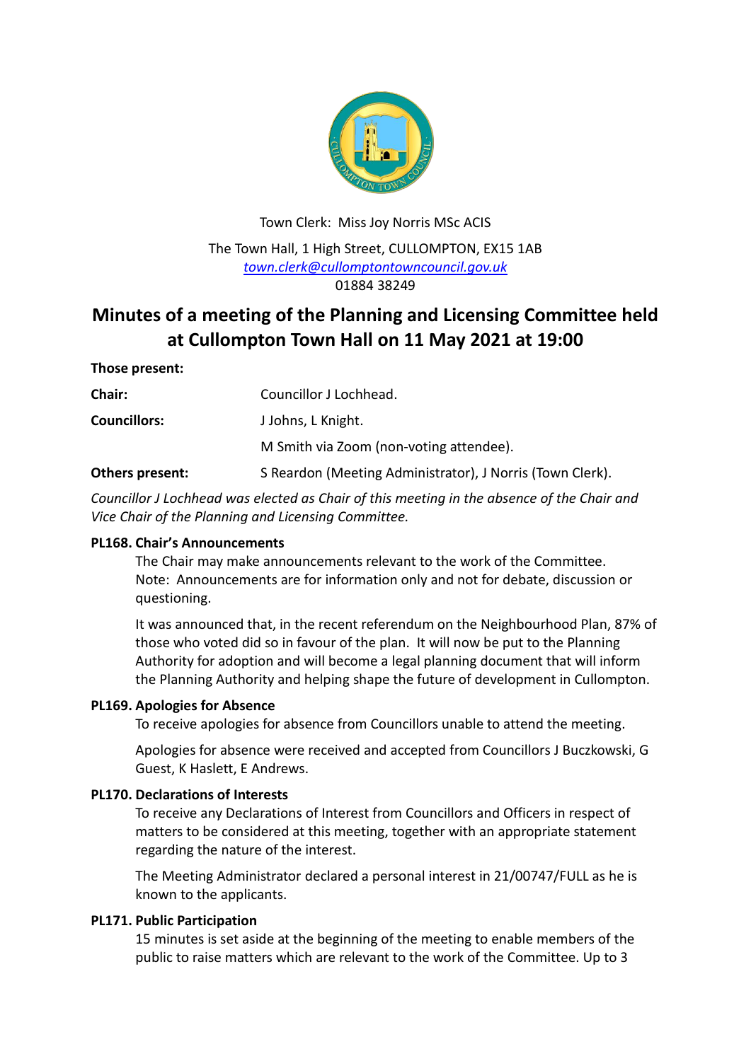Town Clerk: Miss Joy Norris MSc ACIS

The Town Hall, 1 High Street, CULLOMPTON, EX15 1AB
[town.clerk@cullomptontowncouncil.gov.uk](mailto:town.clerk@cullomptontowncouncil.gov.uk)
01884 38249

# Minutes of a meeting of the Planning and Licensing Committee held at Cullompton Town Hall on 11 May 2021 at 19:00

**Those present:**

**Chair:** Councillor J Lochhead.

**Councillors:** J Johns, L Knight.

M Smith via Zoom (non-voting attendee).

**Others present:** S Reardon (Meeting Administrator), J Norris (Town Clerk).

*Councillor J Lochhead was elected as Chair of this meeting in the absence of the Chair and Vice Chair of the Planning and Licensing Committee.*

### PL168. Chair's Announcements

The Chair may make announcements relevant to the work of the Committee. Note: Announcements are for information only and not for debate, discussion or questioning.

It was announced that, in the recent referendum on the Neighbourhood Plan, 87% of those who voted did so in favour of the plan. It will now be put to the Planning Authority for adoption and will become a legal planning document that will inform the Planning Authority and helping shape the future of development in Cullompton.

### PL169. Apologies for Absence

To receive apologies for absence from Councillors unable to attend the meeting.

Apologies for absence were received and accepted from Councillors J Buczkowski, G Guest, K Haslett, E Andrews.

### PL170. Declarations of Interests

To receive any Declarations of Interest from Councillors and Officers in respect of matters to be considered at this meeting, together with an appropriate statement regarding the nature of the interest.

The Meeting Administrator declared a personal interest in 21/00747/FULL as he is known to the applicants.

### PL171. Public Participation

15 minutes is set aside at the beginning of the meeting to enable members of the public to raise matters which are relevant to the work of the Committee. Up to 3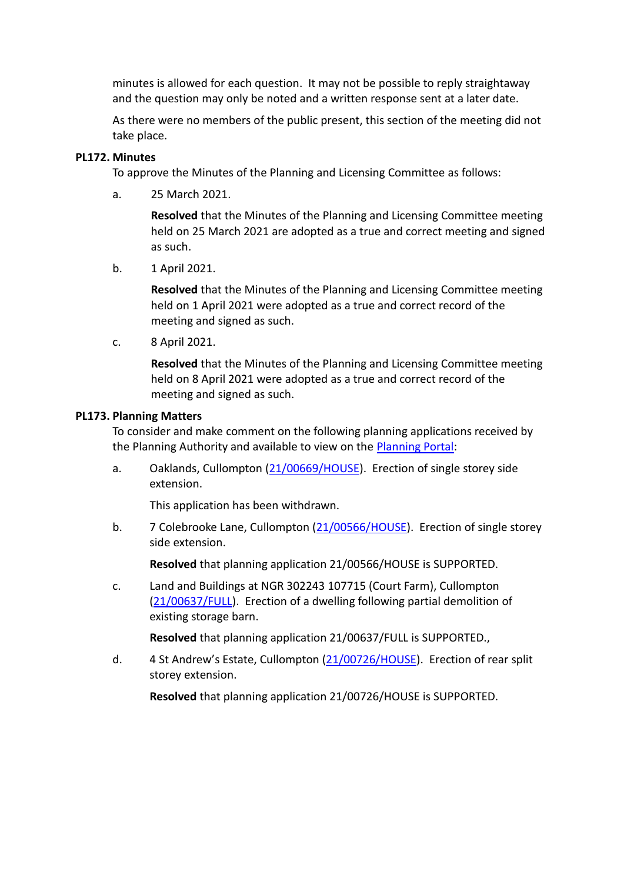minutes is allowed for each question. It may not be possible to reply straightaway and the question may only be noted and a written response sent at a later date.

As there were no members of the public present, this section of the meeting did not take place.

**PL172. Minutes**

To approve the Minutes of the Planning and Licensing Committee as follows:

a. 25 March 2021.

**Resolved** that the Minutes of the Planning and Licensing Committee meeting held on 25 March 2021 are adopted as a true and correct meeting and signed as such.

b. 1 April 2021.

**Resolved** that the Minutes of the Planning and Licensing Committee meeting held on 1 April 2021 were adopted as a true and correct record of the meeting and signed as such.

c. 8 April 2021.

**Resolved** that the Minutes of the Planning and Licensing Committee meeting held on 8 April 2021 were adopted as a true and correct record of the meeting and signed as such.

**PL173. Planning Matters**

To consider and make comment on the following planning applications received by the Planning Authority and available to view on the Planning Portal:

a. Oaklands, Cullompton (21/00669/HOUSE). Erection of single storey side extension.

This application has been withdrawn.

b. 7 Colebrooke Lane, Cullompton (21/00566/HOUSE). Erection of single storey side extension.

**Resolved** that planning application 21/00566/HOUSE is SUPPORTED.

c. Land and Buildings at NGR 302243 107715 (Court Farm), Cullompton (21/00637/FULL). Erection of a dwelling following partial demolition of existing storage barn.

**Resolved** that planning application 21/00637/FULL is SUPPORTED.,

d. 4 St Andrew's Estate, Cullompton (21/00726/HOUSE). Erection of rear split storey extension.

**Resolved** that planning application 21/00726/HOUSE is SUPPORTED.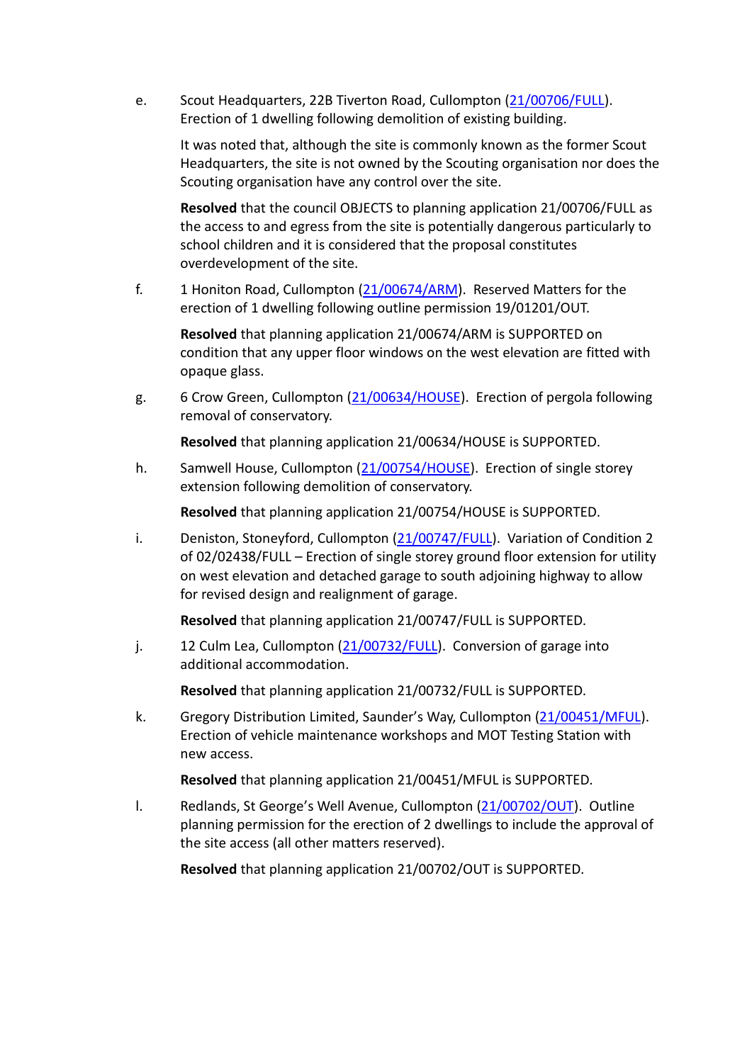e. Scout Headquarters, 22B Tiverton Road, Cullompton (21/00706/FULL). Erection of 1 dwelling following demolition of existing building.

   It was noted that, although the site is commonly known as the former Scout Headquarters, the site is not owned by the Scouting organisation nor does the Scouting organisation have any control over the site.

   **Resolved** that the council OBJECTS to planning application 21/00706/FULL as the access to and egress from the site is potentially dangerous particularly to school children and it is considered that the proposal constitutes overdevelopment of the site.

f. 1 Honiton Road, Cullompton (21/00674/ARM). Reserved Matters for the erection of 1 dwelling following outline permission 19/01201/OUT.

   **Resolved** that planning application 21/00674/ARM is SUPPORTED on condition that any upper floor windows on the west elevation are fitted with opaque glass.

g. 6 Crow Green, Cullompton (21/00634/HOUSE). Erection of pergola following removal of conservatory.

   **Resolved** that planning application 21/00634/HOUSE is SUPPORTED.

h. Samwell House, Cullompton (21/00754/HOUSE). Erection of single storey extension following demolition of conservatory.

   **Resolved** that planning application 21/00754/HOUSE is SUPPORTED.

i. Deniston, Stoneyford, Cullompton (21/00747/FULL). Variation of Condition 2 of 02/02438/FULL – Erection of single storey ground floor extension for utility on west elevation and detached garage to south adjoining highway to allow for revised design and realignment of garage.

   **Resolved** that planning application 21/00747/FULL is SUPPORTED.

j. 12 Culm Lea, Cullompton (21/00732/FULL). Conversion of garage into additional accommodation.

   **Resolved** that planning application 21/00732/FULL is SUPPORTED.

k. Gregory Distribution Limited, Saunder's Way, Cullompton (21/00451/MFUL). Erection of vehicle maintenance workshops and MOT Testing Station with new access.

   **Resolved** that planning application 21/00451/MFUL is SUPPORTED.

l. Redlands, St George's Well Avenue, Cullompton (21/00702/OUT). Outline planning permission for the erection of 2 dwellings to include the approval of the site access (all other matters reserved).

   **Resolved** that planning application 21/00702/OUT is SUPPORTED.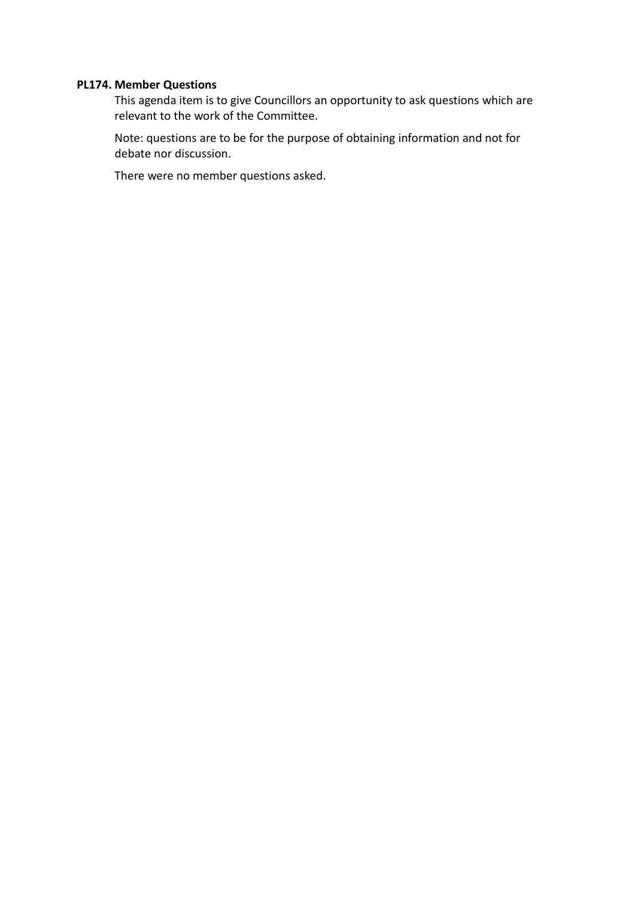**PL174. Member Questions**

This agenda item is to give Councillors an opportunity to ask questions which are relevant to the work of the Committee.

Note: questions are to be for the purpose of obtaining information and not for debate nor discussion.

There were no member questions asked.